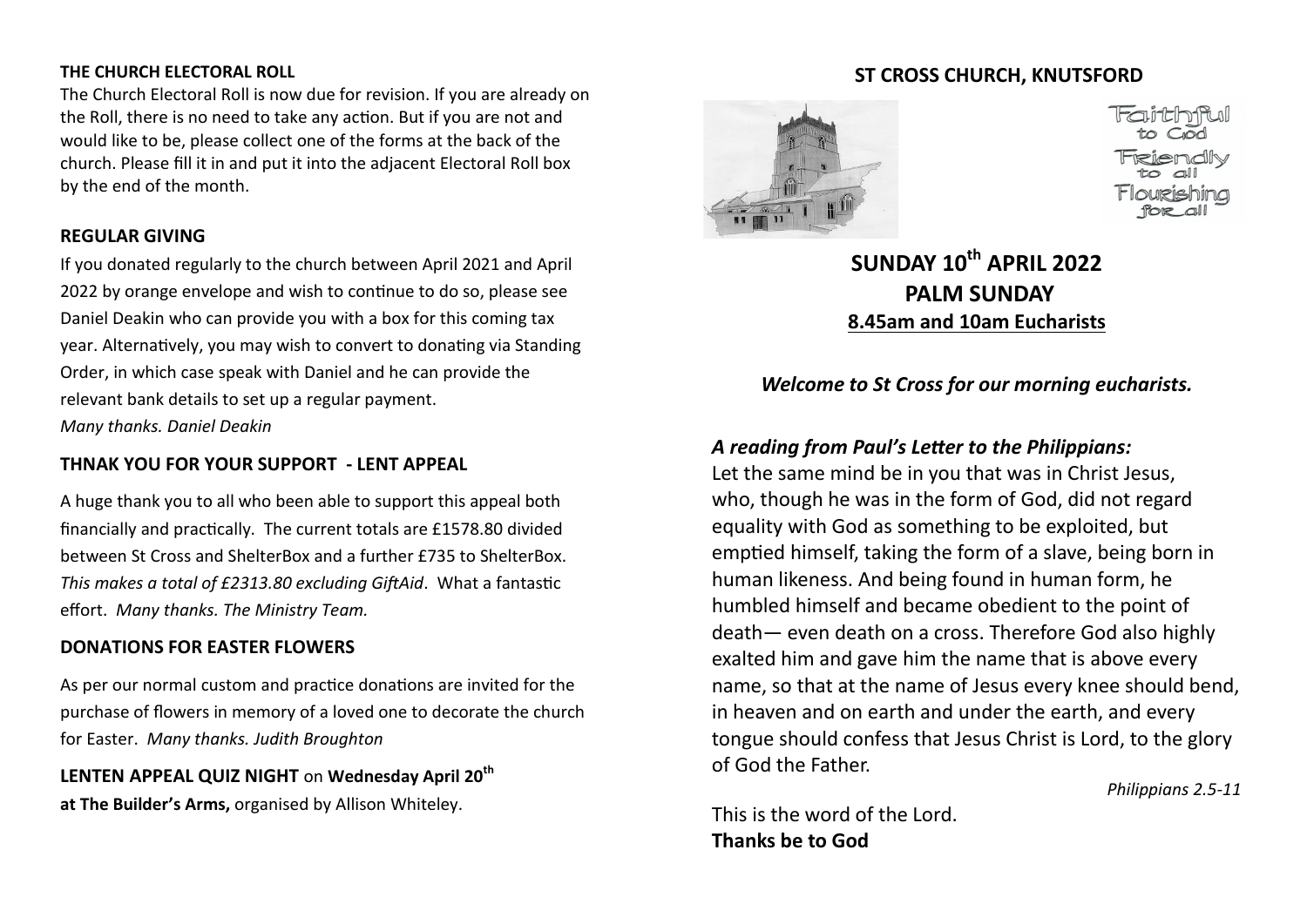### THE CHURCH ELECTORAL ROLL

The Church Electoral Roll is now due for revision. If you are already on the Roll, there is no need to take any action. But if you are not and would like to be, please collect one of the forms at the back of the church. Please fill it in and put it into the adjacent Electoral Roll box by the end of the month.

### REGULAR GIVING

If you donated regularly to the church between April 2021 and April 2022 by orange envelope and wish to continue to do so, please see Daniel Deakin who can provide you with a box for this coming tax year. Alternatively, you may wish to convert to donating via Standing Order, in which case speak with Daniel and he can provide the relevant bank details to set up a regular payment.

*Many thanks. Daniel Deakin*

### THNAK YOU FOR YOUR SUPPORT - LENT APPEAL

A huge thank you to all who been able to support this appeal both financially and practically. The current totals are £1578.80 divided between St Cross and ShelterBox and a further £735 to ShelterBox. *This makes a total of £2313.80 excluding GiftAid*. What a fantastic effort. *Many thanks. The Ministry Team.*

### DONATIONS FOR EASTER FLOWERS

As per our normal custom and practice donations are invited for the purchase of flowers in memory of a loved one to decorate the church for Easter. *Many thanks. Judith Broughton*

**LENTEN APPEAL QUIZ NIGHT** on **Wednesday April 20th at The Builder's Arms,** organised by Allison Whiteley.

## ST CROSS CHURCH, KNUTSFORD

Faithful to God
Friendly to all
Flourishing for all

# SUNDAY 10th APRIL 2022
# PALM SUNDAY
**8.45am and 10am Eucharists**

***Welcome to St Cross for our morning eucharists.***

### *A reading from Paul's Letter to the Philippians:*

Let the same mind be in you that was in Christ Jesus, who, though he was in the form of God, did not regard equality with God as something to be exploited, but emptied himself, taking the form of a slave, being born in human likeness. And being found in human form, he humbled himself and became obedient to the point of death— even death on a cross. Therefore God also highly exalted him and gave him the name that is above every name, so that at the name of Jesus every knee should bend, in heaven and on earth and under the earth, and every tongue should confess that Jesus Christ is Lord, to the glory of God the Father.

*Philippians 2.5-11*

This is the word of the Lord.
**Thanks be to God**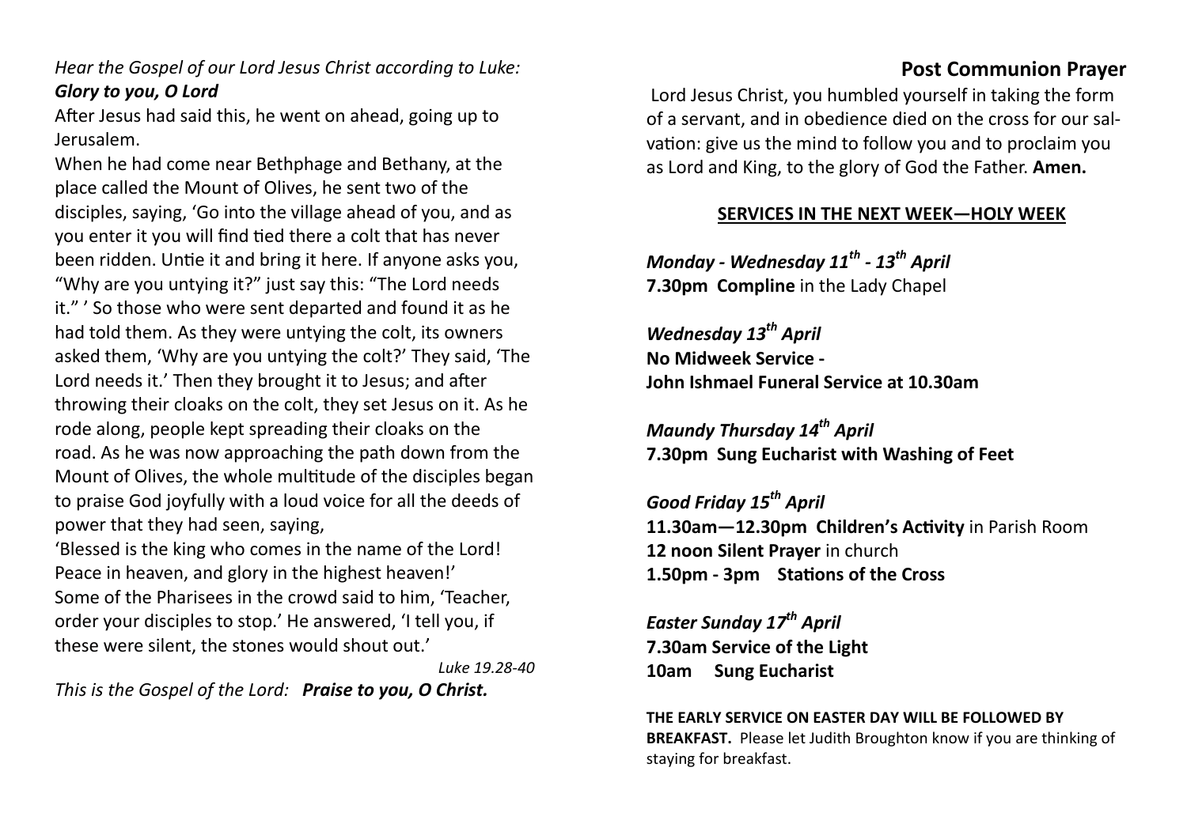*Hear the Gospel of our Lord Jesus Christ according to Luke:*
***Glory to you, O Lord***

After Jesus had said this, he went on ahead, going up to Jerusalem.

When he had come near Bethphage and Bethany, at the place called the Mount of Olives, he sent two of the disciples, saying, 'Go into the village ahead of you, and as you enter it you will find tied there a colt that has never been ridden. Untie it and bring it here. If anyone asks you, "Why are you untying it?" just say this: "The Lord needs it." ' So those who were sent departed and found it as he had told them. As they were untying the colt, its owners asked them, 'Why are you untying the colt?' They said, 'The Lord needs it.' Then they brought it to Jesus; and after throwing their cloaks on the colt, they set Jesus on it. As he rode along, people kept spreading their cloaks on the road. As he was now approaching the path down from the Mount of Olives, the whole multitude of the disciples began to praise God joyfully with a loud voice for all the deeds of power that they had seen, saying,

'Blessed is the king who comes in the name of the Lord!
Peace in heaven, and glory in the highest heaven!'
Some of the Pharisees in the crowd said to him, 'Teacher, order your disciples to stop.' He answered, 'I tell you, if these were silent, the stones would shout out.'

*Luke 19.28-40*

*This is the Gospel of the Lord:* ***Praise to you, O Christ.***

## Post Communion Prayer

Lord Jesus Christ, you humbled yourself in taking the form of a servant, and in obedience died on the cross for our salvation: give us the mind to follow you and to proclaim you as Lord and King, to the glory of God the Father. **Amen.**

### SERVICES IN THE NEXT WEEK—HOLY WEEK

***Monday - Wednesday 11th - 13th April***
**7.30pm Compline** in the Lady Chapel

***Wednesday 13th April***
**No Midweek Service -**
**John Ishmael Funeral Service at 10.30am**

***Maundy Thursday 14th April***
**7.30pm Sung Eucharist with Washing of Feet**

***Good Friday 15th April***
**11.30am—12.30pm Children's Activity** in Parish Room
**12 noon Silent Prayer** in church
**1.50pm - 3pm Stations of the Cross**

***Easter Sunday 17th April***
**7.30am Service of the Light**
**10am Sung Eucharist**

**THE EARLY SERVICE ON EASTER DAY WILL BE FOLLOWED BY BREAKFAST.** Please let Judith Broughton know if you are thinking of staying for breakfast.